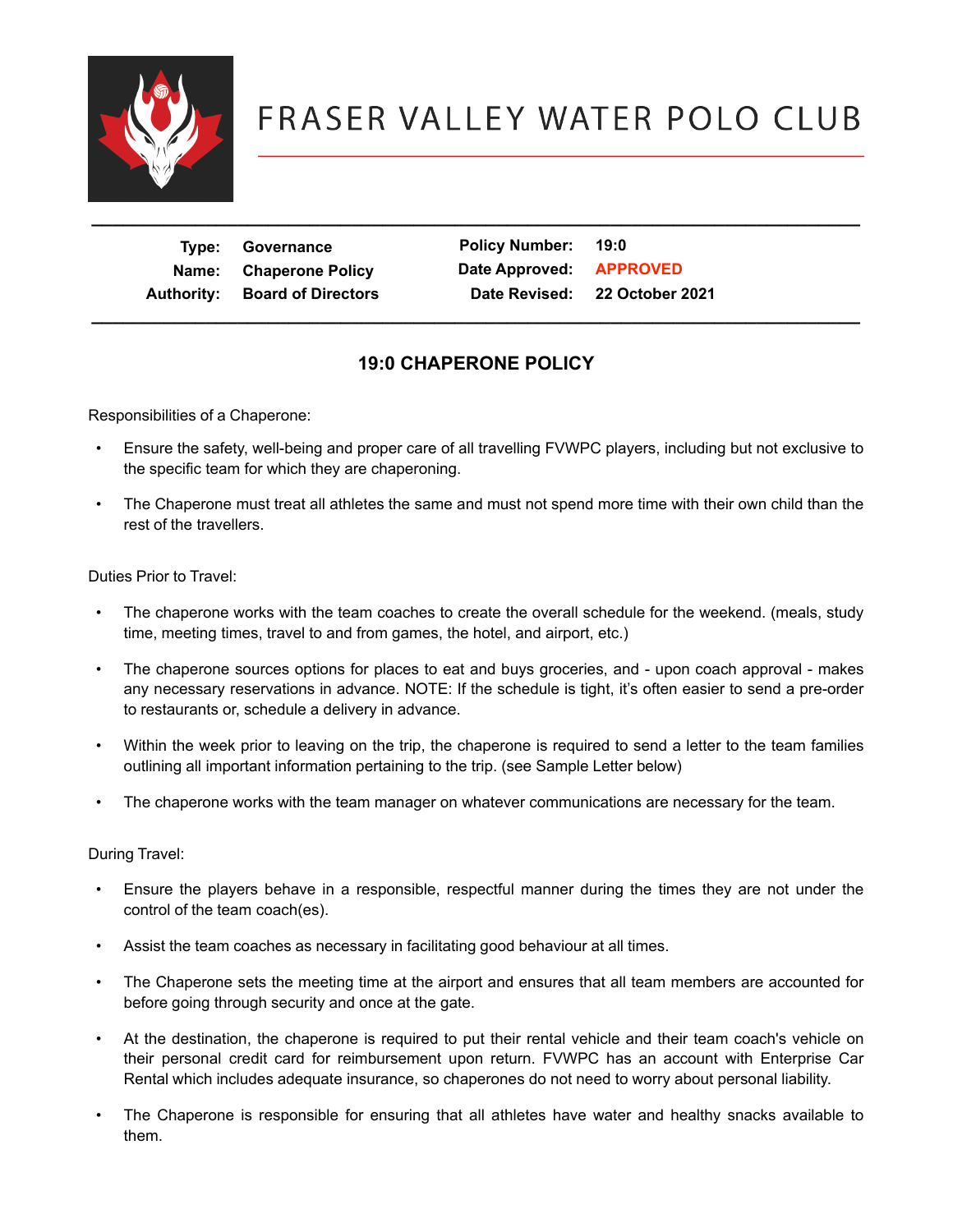# FRASER VALLEY WATER POLO CLUB

| Type: | Governance | Policy Number: | 19:0 |
|---|---|---|---|
| Name: | Chaperone Policy | Date Approved: | APPROVED |
| Authority: | Board of Directors | Date Revised: | 22 October 2021 |

## 19:0 CHAPERONE POLICY

Responsibilities of a Chaperone:

- Ensure the safety, well-being and proper care of all travelling FVWPC players, including but not exclusive to the specific team for which they are chaperoning.
- The Chaperone must treat all athletes the same and must not spend more time with their own child than the rest of the travellers.

Duties Prior to Travel:

- The chaperone works with the team coaches to create the overall schedule for the weekend. (meals, study time, meeting times, travel to and from games, the hotel, and airport, etc.)
- The chaperone sources options for places to eat and buys groceries, and - upon coach approval - makes any necessary reservations in advance. NOTE: If the schedule is tight, it's often easier to send a pre-order to restaurants or, schedule a delivery in advance.
- Within the week prior to leaving on the trip, the chaperone is required to send a letter to the team families outlining all important information pertaining to the trip. (see Sample Letter below)
- The chaperone works with the team manager on whatever communications are necessary for the team.

During Travel:

- Ensure the players behave in a responsible, respectful manner during the times they are not under the control of the team coach(es).
- Assist the team coaches as necessary in facilitating good behaviour at all times.
- The Chaperone sets the meeting time at the airport and ensures that all team members are accounted for before going through security and once at the gate.
- At the destination, the chaperone is required to put their rental vehicle and their team coach's vehicle on their personal credit card for reimbursement upon return. FVWPC has an account with Enterprise Car Rental which includes adequate insurance, so chaperones do not need to worry about personal liability.
- The Chaperone is responsible for ensuring that all athletes have water and healthy snacks available to them.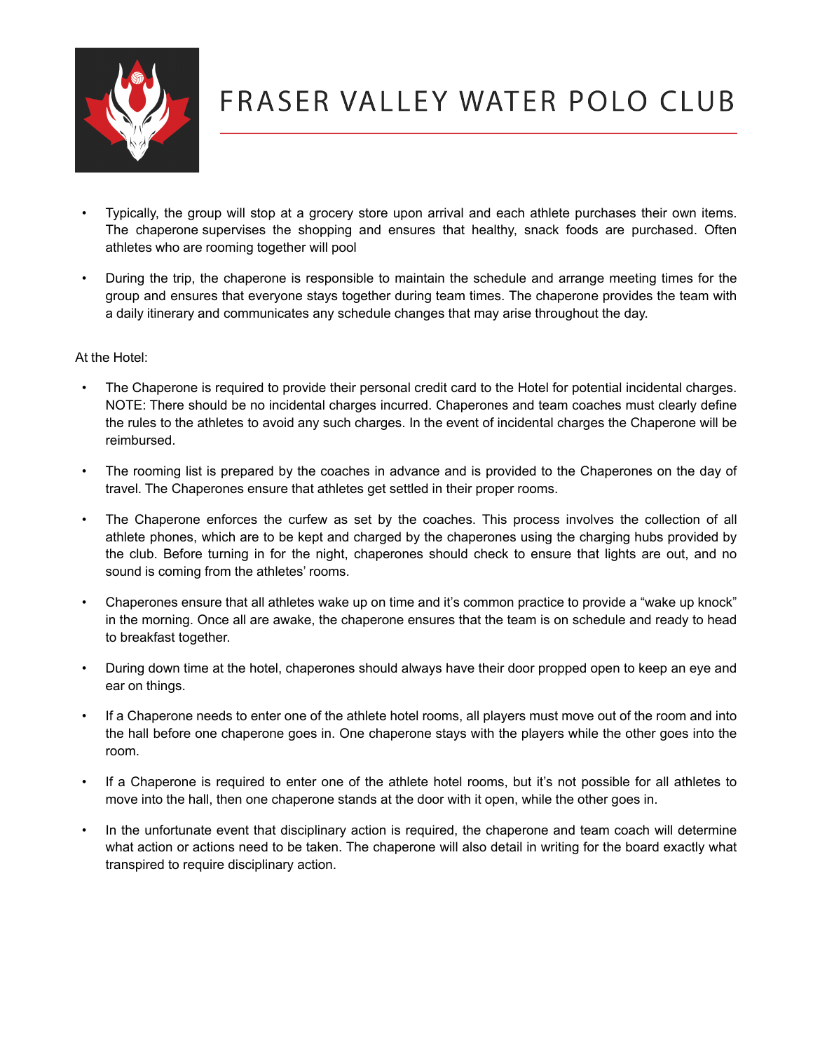- Typically, the group will stop at a grocery store upon arrival and each athlete purchases their own items. The chaperone supervises the shopping and ensures that healthy, snack foods are purchased. Often athletes who are rooming together will pool

- During the trip, the chaperone is responsible to maintain the schedule and arrange meeting times for the group and ensures that everyone stays together during team times. The chaperone provides the team with a daily itinerary and communicates any schedule changes that may arise throughout the day.

At the Hotel:

- The Chaperone is required to provide their personal credit card to the Hotel for potential incidental charges. NOTE: There should be no incidental charges incurred. Chaperones and team coaches must clearly define the rules to the athletes to avoid any such charges. In the event of incidental charges the Chaperone will be reimbursed.

- The rooming list is prepared by the coaches in advance and is provided to the Chaperones on the day of travel. The Chaperones ensure that athletes get settled in their proper rooms.

- The Chaperone enforces the curfew as set by the coaches. This process involves the collection of all athlete phones, which are to be kept and charged by the chaperones using the charging hubs provided by the club. Before turning in for the night, chaperones should check to ensure that lights are out, and no sound is coming from the athletes' rooms.

- Chaperones ensure that all athletes wake up on time and it's common practice to provide a "wake up knock" in the morning. Once all are awake, the chaperone ensures that the team is on schedule and ready to head to breakfast together.

- During down time at the hotel, chaperones should always have their door propped open to keep an eye and ear on things.

- If a Chaperone needs to enter one of the athlete hotel rooms, all players must move out of the room and into the hall before one chaperone goes in. One chaperone stays with the players while the other goes into the room.

- If a Chaperone is required to enter one of the athlete hotel rooms, but it's not possible for all athletes to move into the hall, then one chaperone stands at the door with it open, while the other goes in.

- In the unfortunate event that disciplinary action is required, the chaperone and team coach will determine what action or actions need to be taken. The chaperone will also detail in writing for the board exactly what transpired to require disciplinary action.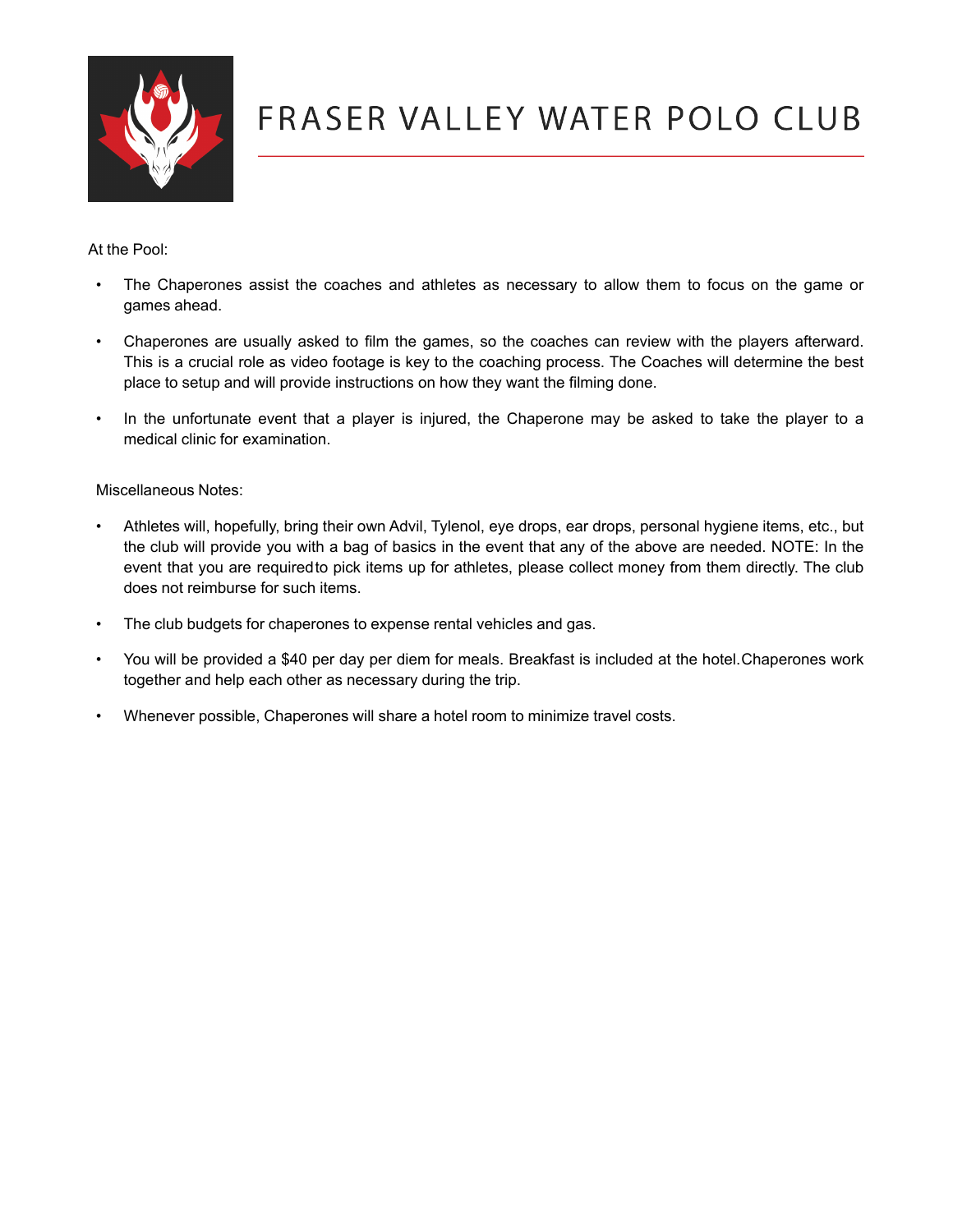# FRASER VALLEY WATER POLO CLUB

At the Pool:

- The Chaperones assist the coaches and athletes as necessary to allow them to focus on the game or games ahead.
- Chaperones are usually asked to film the games, so the coaches can review with the players afterward. This is a crucial role as video footage is key to the coaching process. The Coaches will determine the best place to setup and will provide instructions on how they want the filming done.
- In the unfortunate event that a player is injured, the Chaperone may be asked to take the player to a medical clinic for examination.

Miscellaneous Notes:

- Athletes will, hopefully, bring their own Advil, Tylenol, eye drops, ear drops, personal hygiene items, etc., but the club will provide you with a bag of basics in the event that any of the above are needed. NOTE: In the event that you are requiredto pick items up for athletes, please collect money from them directly. The club does not reimburse for such items.
- The club budgets for chaperones to expense rental vehicles and gas.
- You will be provided a $40 per day per diem for meals. Breakfast is included at the hotel.Chaperones work together and help each other as necessary during the trip.
- Whenever possible, Chaperones will share a hotel room to minimize travel costs.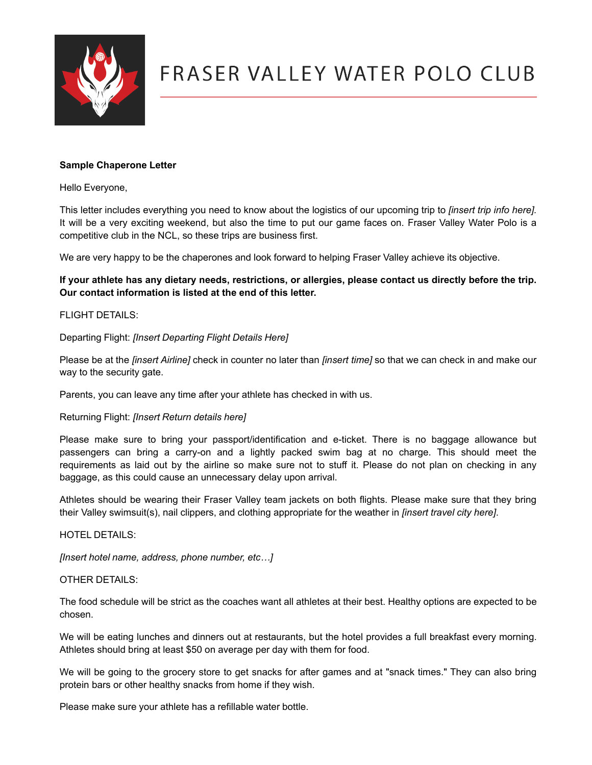# FRASER VALLEY WATER POLO CLUB

**Sample Chaperone Letter**

Hello Everyone,

This letter includes everything you need to know about the logistics of our upcoming trip to *[insert trip info here]*. It will be a very exciting weekend, but also the time to put our game faces on. Fraser Valley Water Polo is a competitive club in the NCL, so these trips are business first.

We are very happy to be the chaperones and look forward to helping Fraser Valley achieve its objective.

**If your athlete has any dietary needs, restrictions, or allergies, please contact us directly before the trip. Our contact information is listed at the end of this letter.**

FLIGHT DETAILS:

Departing Flight: *[Insert Departing Flight Details Here]*

Please be at the *[insert Airline]* check in counter no later than *[insert time]* so that we can check in and make our way to the security gate.

Parents, you can leave any time after your athlete has checked in with us.

Returning Flight: *[Insert Return details here]*

Please make sure to bring your passport/identification and e-ticket. There is no baggage allowance but passengers can bring a carry-on and a lightly packed swim bag at no charge. This should meet the requirements as laid out by the airline so make sure not to stuff it. Please do not plan on checking in any baggage, as this could cause an unnecessary delay upon arrival.

Athletes should be wearing their Fraser Valley team jackets on both flights. Please make sure that they bring their Valley swimsuit(s), nail clippers, and clothing appropriate for the weather in *[insert travel city here]*.

HOTEL DETAILS:

*[Insert hotel name, address, phone number, etc…]*

OTHER DETAILS:

The food schedule will be strict as the coaches want all athletes at their best. Healthy options are expected to be chosen.

We will be eating lunches and dinners out at restaurants, but the hotel provides a full breakfast every morning. Athletes should bring at least $50 on average per day with them for food.

We will be going to the grocery store to get snacks for after games and at "snack times." They can also bring protein bars or other healthy snacks from home if they wish.

Please make sure your athlete has a refillable water bottle.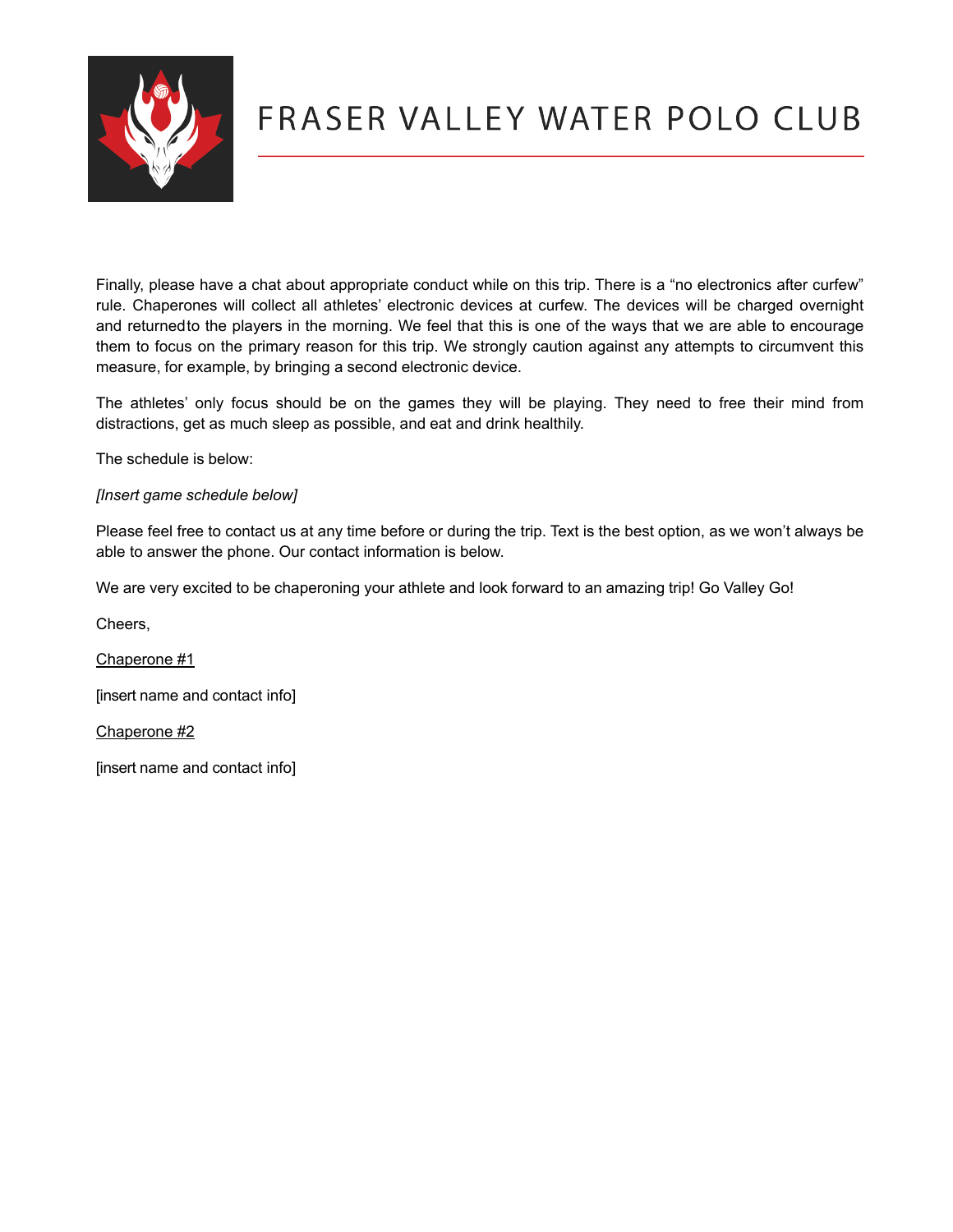Finally, please have a chat about appropriate conduct while on this trip. There is a “no electronics after curfew” rule. Chaperones will collect all athletes’ electronic devices at curfew. The devices will be charged overnight and returnedto the players in the morning. We feel that this is one of the ways that we are able to encourage them to focus on the primary reason for this trip. We strongly caution against any attempts to circumvent this measure, for example, by bringing a second electronic device.

The athletes’ only focus should be on the games they will be playing. They need to free their mind from distractions, get as much sleep as possible, and eat and drink healthily.

The schedule is below:

*[Insert game schedule below]*

Please feel free to contact us at any time before or during the trip. Text is the best option, as we won’t always be able to answer the phone. Our contact information is below.

We are very excited to be chaperoning your athlete and look forward to an amazing trip! Go Valley Go!

Cheers,

<u>Chaperone #1</u>

[insert name and contact info]

<u>Chaperone #2</u>

[insert name and contact info]